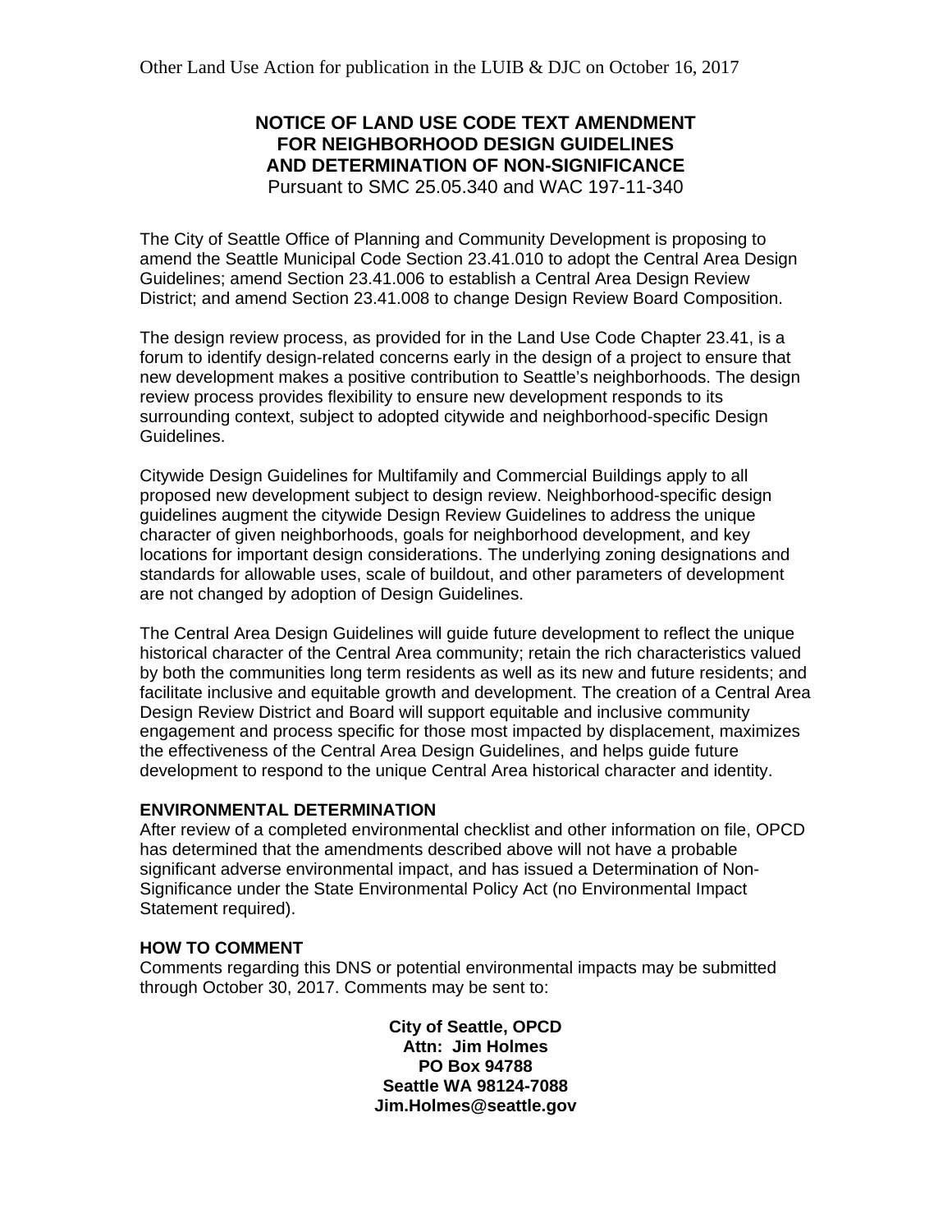Other Land Use Action for publication in the LUIB & DJC on October 16, 2017

# NOTICE OF LAND USE CODE TEXT AMENDMENT FOR NEIGHBORHOOD DESIGN GUIDELINES AND DETERMINATION OF NON-SIGNIFICANCE

Pursuant to SMC 25.05.340 and WAC 197-11-340

The City of Seattle Office of Planning and Community Development is proposing to amend the Seattle Municipal Code Section 23.41.010 to adopt the Central Area Design Guidelines; amend Section 23.41.006 to establish a Central Area Design Review District; and amend Section 23.41.008 to change Design Review Board Composition.

The design review process, as provided for in the Land Use Code Chapter 23.41, is a forum to identify design-related concerns early in the design of a project to ensure that new development makes a positive contribution to Seattle's neighborhoods. The design review process provides flexibility to ensure new development responds to its surrounding context, subject to adopted citywide and neighborhood-specific Design Guidelines.

Citywide Design Guidelines for Multifamily and Commercial Buildings apply to all proposed new development subject to design review. Neighborhood-specific design guidelines augment the citywide Design Review Guidelines to address the unique character of given neighborhoods, goals for neighborhood development, and key locations for important design considerations. The underlying zoning designations and standards for allowable uses, scale of buildout, and other parameters of development are not changed by adoption of Design Guidelines.

The Central Area Design Guidelines will guide future development to reflect the unique historical character of the Central Area community; retain the rich characteristics valued by both the communities long term residents as well as its new and future residents; and facilitate inclusive and equitable growth and development. The creation of a Central Area Design Review District and Board will support equitable and inclusive community engagement and process specific for those most impacted by displacement, maximizes the effectiveness of the Central Area Design Guidelines, and helps guide future development to respond to the unique Central Area historical character and identity.

**ENVIRONMENTAL DETERMINATION**

After review of a completed environmental checklist and other information on file, OPCD has determined that the amendments described above will not have a probable significant adverse environmental impact, and has issued a Determination of Non-Significance under the State Environmental Policy Act (no Environmental Impact Statement required).

**HOW TO COMMENT**

Comments regarding this DNS or potential environmental impacts may be submitted through October 30, 2017. Comments may be sent to:

**City of Seattle, OPCD**
**Attn: Jim Holmes**
**PO Box 94788**
**Seattle WA 98124-7088**
**Jim.Holmes@seattle.gov**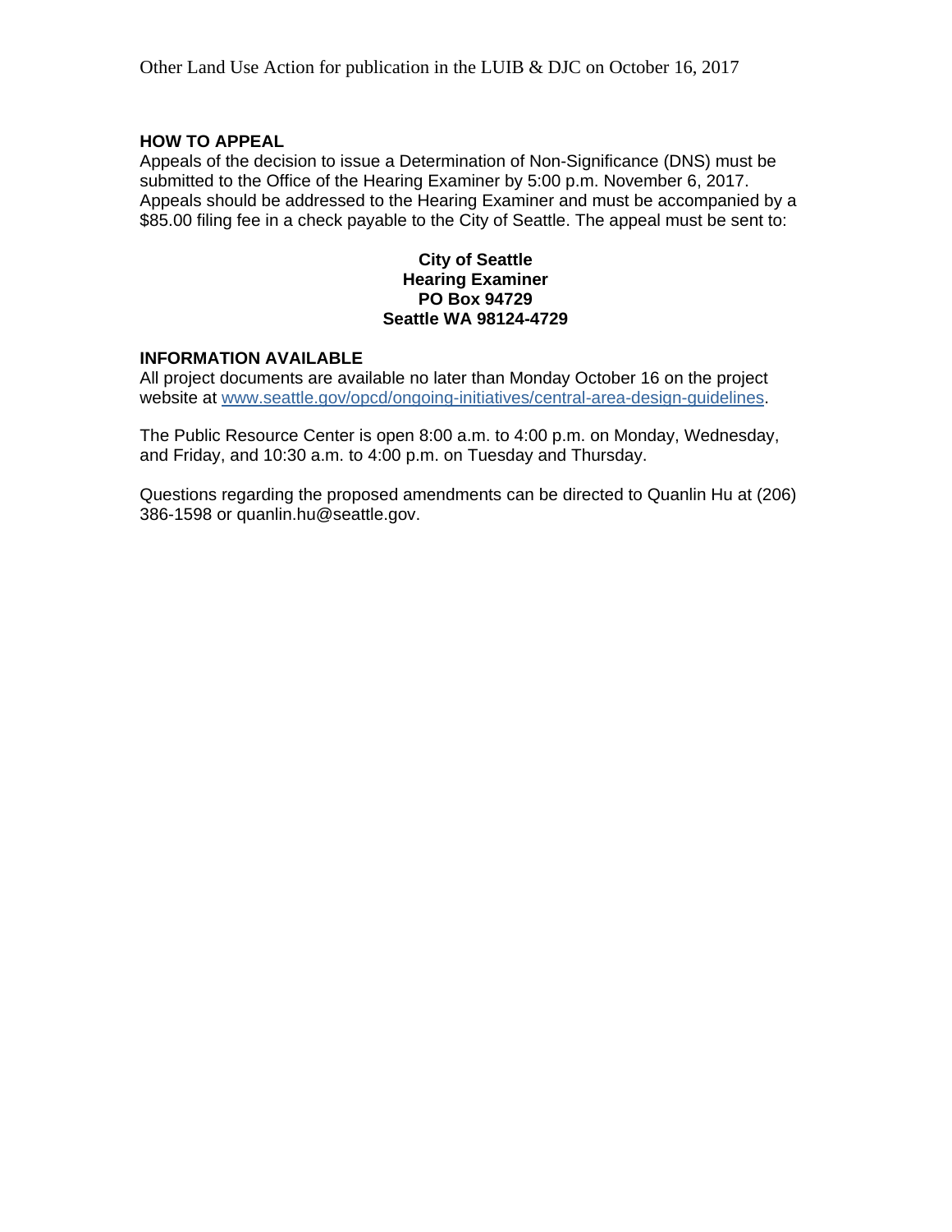**HOW TO APPEAL**

Appeals of the decision to issue a Determination of Non-Significance (DNS) must be submitted to the Office of the Hearing Examiner by 5:00 p.m. November 6, 2017. Appeals should be addressed to the Hearing Examiner and must be accompanied by a $85.00 filing fee in a check payable to the City of Seattle. The appeal must be sent to:

**City of Seattle**
**Hearing Examiner**
**PO Box 94729**
**Seattle WA 98124-4729**

**INFORMATION AVAILABLE**

All project documents are available no later than Monday October 16 on the project website at www.seattle.gov/opcd/ongoing-initiatives/central-area-design-guidelines.

The Public Resource Center is open 8:00 a.m. to 4:00 p.m. on Monday, Wednesday, and Friday, and 10:30 a.m. to 4:00 p.m. on Tuesday and Thursday.

Questions regarding the proposed amendments can be directed to Quanlin Hu at (206) 386-1598 or quanlin.hu@seattle.gov.